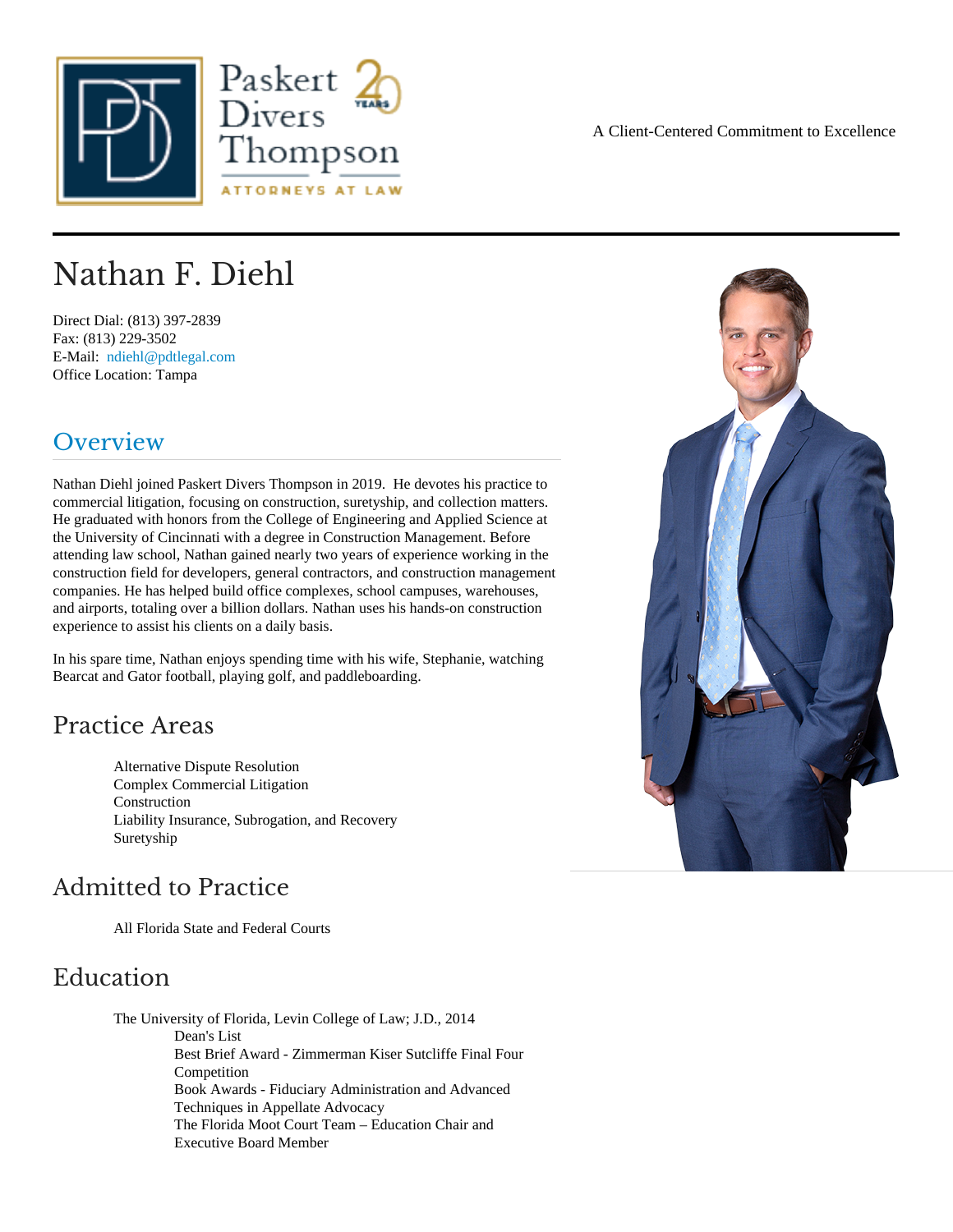A Client-Centered Commitment to Excellence

# Nathan F. Diehl

Direct Dial: (813) 397-2839
Fax: (813) 229-3502
E-Mail: ndiehl@pdtlegal.com
Office Location: Tampa

## Overview

Nathan Diehl joined Paskert Divers Thompson in 2019. He devotes his practice to commercial litigation, focusing on construction, suretyship, and collection matters. He graduated with honors from the College of Engineering and Applied Science at the University of Cincinnati with a degree in Construction Management. Before attending law school, Nathan gained nearly two years of experience working in the construction field for developers, general contractors, and construction management companies. He has helped build office complexes, school campuses, warehouses, and airports, totaling over a billion dollars. Nathan uses his hands-on construction experience to assist his clients on a daily basis.

In his spare time, Nathan enjoys spending time with his wife, Stephanie, watching Bearcat and Gator football, playing golf, and paddleboarding.

## Practice Areas

- Alternative Dispute Resolution
- Complex Commercial Litigation
- Construction
- Liability Insurance, Subrogation, and Recovery
- Suretyship

## Admitted to Practice

- All Florida State and Federal Courts

## Education

- The University of Florida, Levin College of Law; J.D., 2014
  - Dean's List
  - Best Brief Award - Zimmerman Kiser Sutcliffe Final Four Competition
  - Book Awards - Fiduciary Administration and Advanced Techniques in Appellate Advocacy
  - The Florida Moot Court Team – Education Chair and Executive Board Member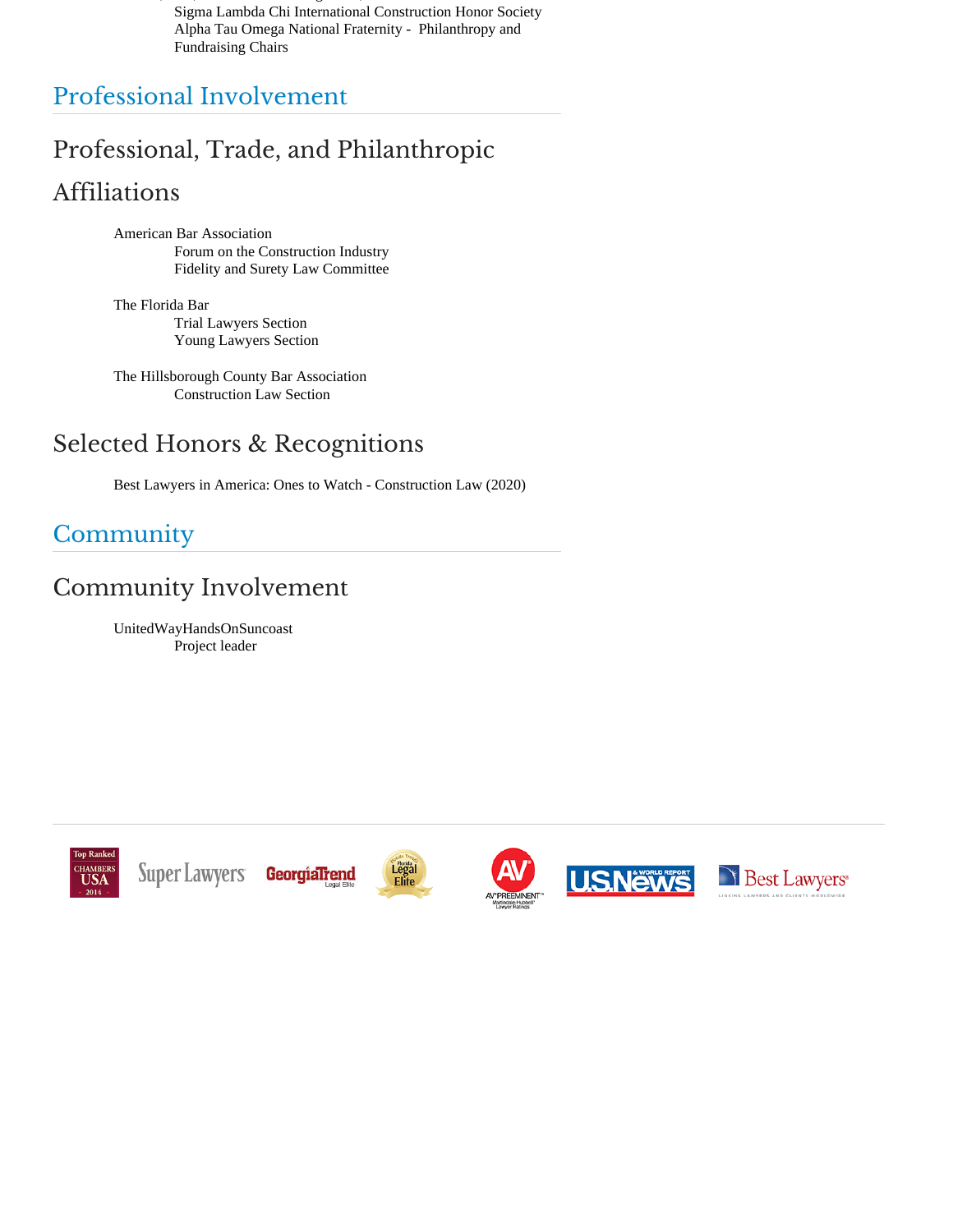Sigma Lambda Chi International Construction Honor Society
Alpha Tau Omega National Fraternity - Philanthropy and Fundraising Chairs

## Professional Involvement

### Professional, Trade, and Philanthropic Affiliations

American Bar Association
- Forum on the Construction Industry
- Fidelity and Surety Law Committee

The Florida Bar
- Trial Lawyers Section
- Young Lawyers Section

The Hillsborough County Bar Association
- Construction Law Section

### Selected Honors & Recognitions

Best Lawyers in America: Ones to Watch - Construction Law (2020)

## Community

### Community Involvement

UnitedWayHandsOnSuncoast
- Project leader